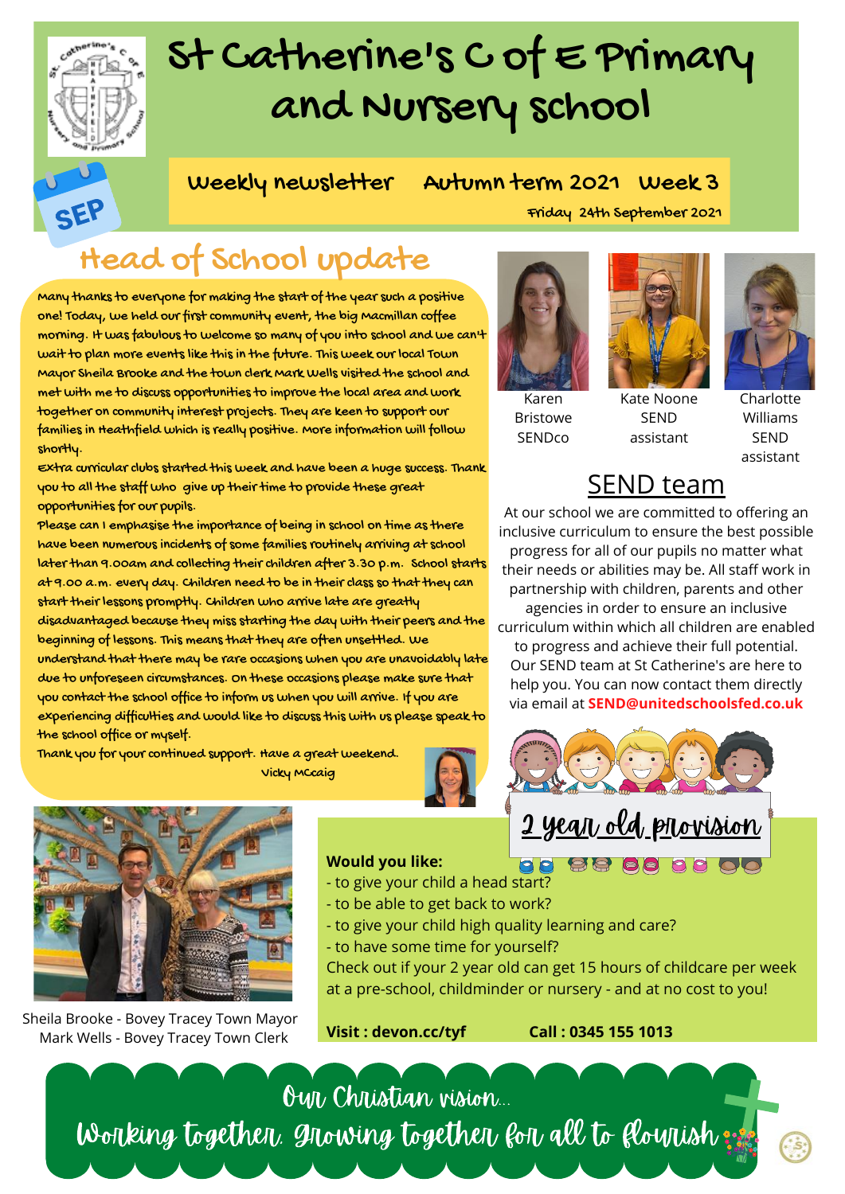# St Catherine's C of E Primary and Nursery School

**Weekly newsletter Autumn term 2021 Week 3**

Friday 24th September 2021

## Head of School update

Many thanks to everyone for making the start of the year such a positive one! Today, we held our first community event, the big Macmillan coffee morning. It was fabulous to welcome so many of you into school and we can't wait to plan more events like this in the future. This week our local Town Mayor Sheila Brooke and the town clerk Mark Wells visited the school and met with me to discuss opportunities to improve the local area and work together on community interest projects. They are keen to support our families in Heathfield which is really positive. More information will follow shortly.

Extra curricular clubs started this week and have been a huge success. Thank you to all the staff who give up their time to provide these great opportunities for our pupils.

Please can I emphasise the importance of being in school on time as there have been numerous incidents of some families routinely arriving at school later than 9.00am and collecting their children after 3.30 p.m. School starts at 9.00 a.m. every day. Children need to be in their class so that they can start their lessons promptly. Children who arrive late are greatly disadvantaged because they miss starting the day with their peers and the beginning of lessons. This means that they are often unsettled. We understand that there may be rare occasions when you are unavoidably late due to unforeseen circumstances. On these occasions please make sure that you contact the school office to inform us when you will arrive. If you are experiencing difficulties and would like to discuss this with us please speak to the school office or myself.

Thank you for your continued support. Have a great weekend.

Vicky McCaig

Sheila Brooke - Bovey Tracey Town Mayor
Mark Wells - Bovey Tracey Town Clerk

Karen Bristowe SENDco

Kate Noone SEND assistant

Charlotte Williams SEND assistant

## SEND team

At our school we are committed to offering an inclusive curriculum to ensure the best possible progress for all of our pupils no matter what their needs or abilities may be. All staff work in partnership with children, parents and other agencies in order to ensure an inclusive curriculum within which all children are enabled to progress and achieve their full potential. Our SEND team at St Catherine's are here to help you. You can now contact them directly via email at **SEND@unitedschoolsfed.co.uk**

## 2 year old provision

**Would you like:**

- to give your child a head start?
- to be able to get back to work?
- to give your child high quality learning and care?
- to have some time for yourself?

Check out if your 2 year old can get 15 hours of childcare per week at a pre-school, childminder or nursery - and at no cost to you!

**Visit : devon.cc/tyf** **Call : 0345 155 1013**

Our Christian vision...

Working together, Growing together for all to flourish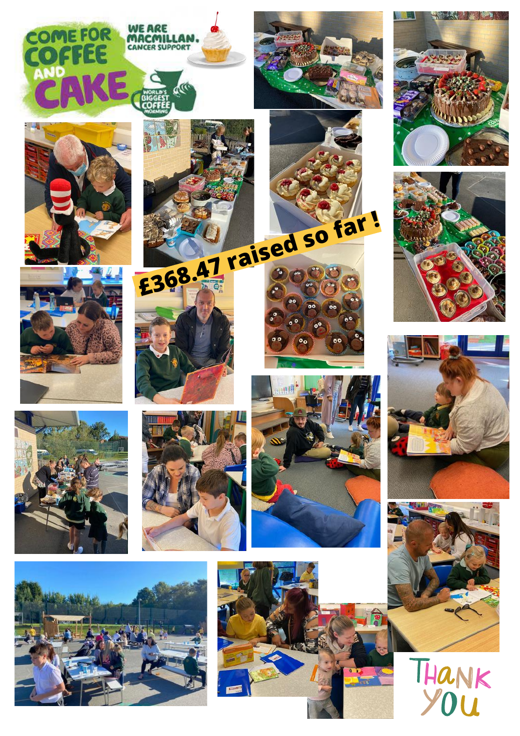COME FOR COFFEE AND CAKE

WE ARE MACMILLAN. CANCER SUPPORT

WORLD'S BIGGEST COFFEE MORNING

£368.47 raised so far !

THANK YOU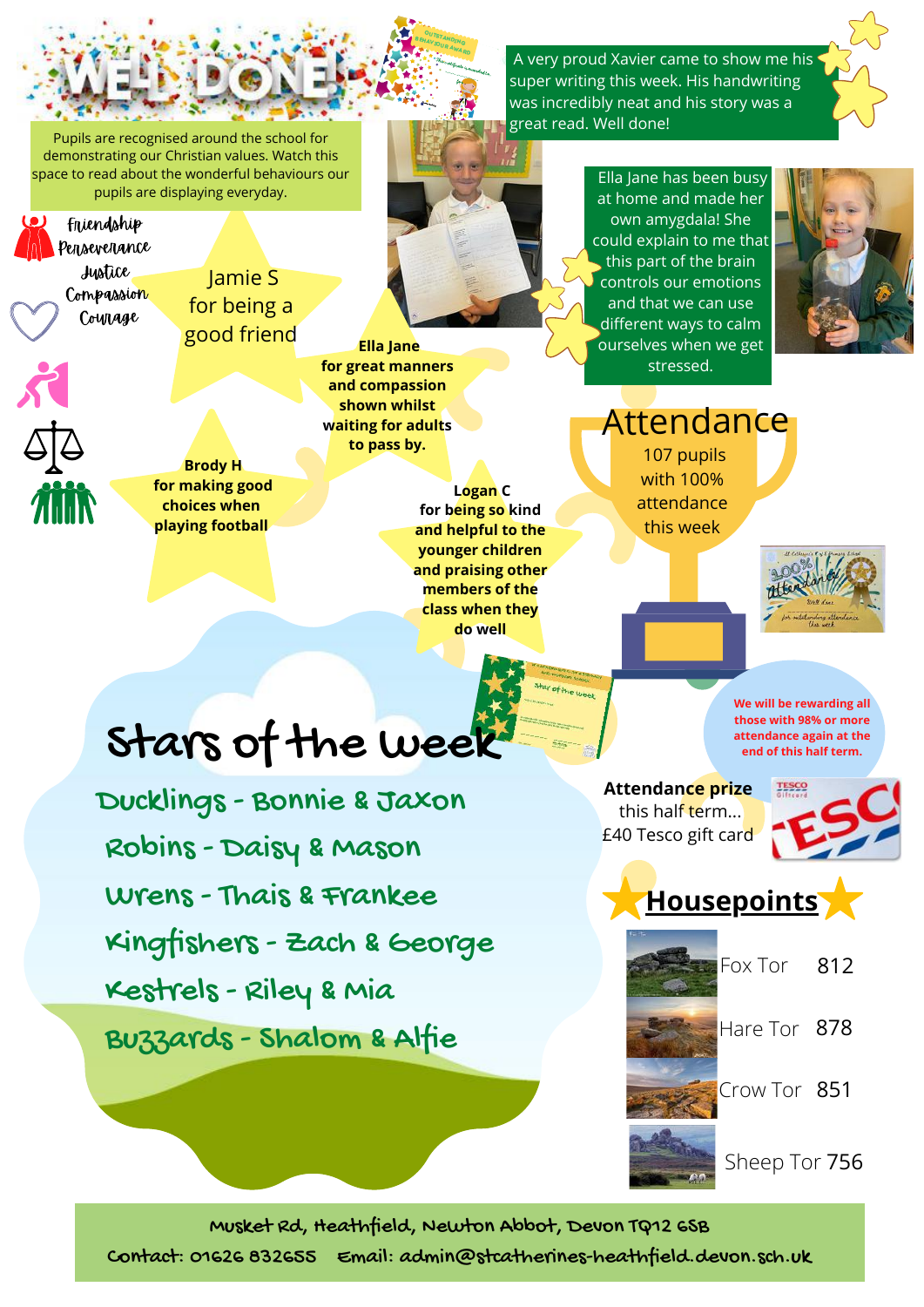# WELL DONE!

Pupils are recognised around the school for demonstrating our Christian values. Watch this space to read about the wonderful behaviours our pupils are displaying everyday.

Friendship
Perseverance
Justice
Compassion
Courage

A very proud Xavier came to show me his super writing this week. His handwriting was incredibly neat and his story was a great read. Well done!

Ella Jane has been busy at home and made her own amygdala! She could explain to me that this part of the brain controls our emotions and that we can use different ways to calm ourselves when we get stressed.

Jamie S for being a good friend

**Ella Jane for great manners and compassion shown whilst waiting for adults to pass by.**

**Brody H for making good choices when playing football**

**Logan C for being so kind and helpful to the younger children and praising other members of the class when they do well**

## Attendance

107 pupils with 100% attendance this week

**We will be rewarding all those with 98% or more attendance again at the end of this half term.**

**Attendance prize** this half term... £40 Tesco gift card

## Stars of the Week

Ducklings - Bonnie & Jaxon

Robins - Daisy & Mason

Wrens - Thais & Frankee

Kingfishers - Zach & George

Kestrels - Riley & Mia

Buzzards - Shalom & Alfie

## Housepoints

| | |
|---|---|
| Fox Tor | 812 |
| Hare Tor | 878 |
| Crow Tor | 851 |
| Sheep Tor | 756 |

Musket Rd, Heathfield, Newton Abbot, Devon TQ12 6SB

Contact: 01626 832655 Email: admin@stcatherines-heathfield.devon.sch.uk